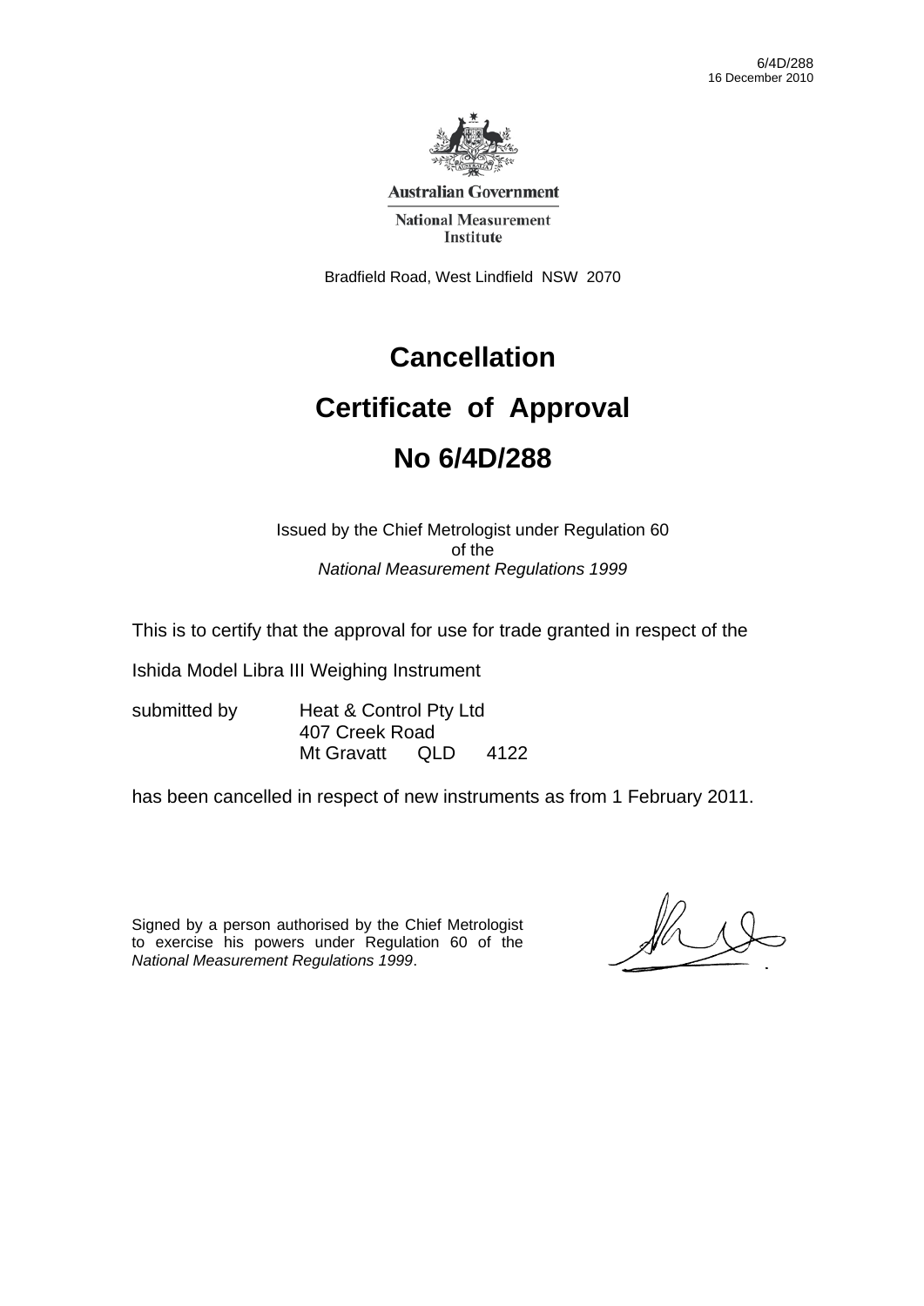Australian Government

National Measurement Institute

Bradfield Road, West Lindfield NSW 2070

# Cancellation

# Certificate of Approval

# No 6/4D/288

Issued by the Chief Metrologist under Regulation 60
of the
*National Measurement Regulations 1999*

This is to certify that the approval for use for trade granted in respect of the

Ishida Model Libra III Weighing Instrument

submitted by Heat & Control Pty Ltd
407 Creek Road
Mt Gravatt QLD 4122

has been cancelled in respect of new instruments as from 1 February 2011.

Signed by a person authorised by the Chief Metrologist to exercise his powers under Regulation 60 of the *National Measurement Regulations 1999*.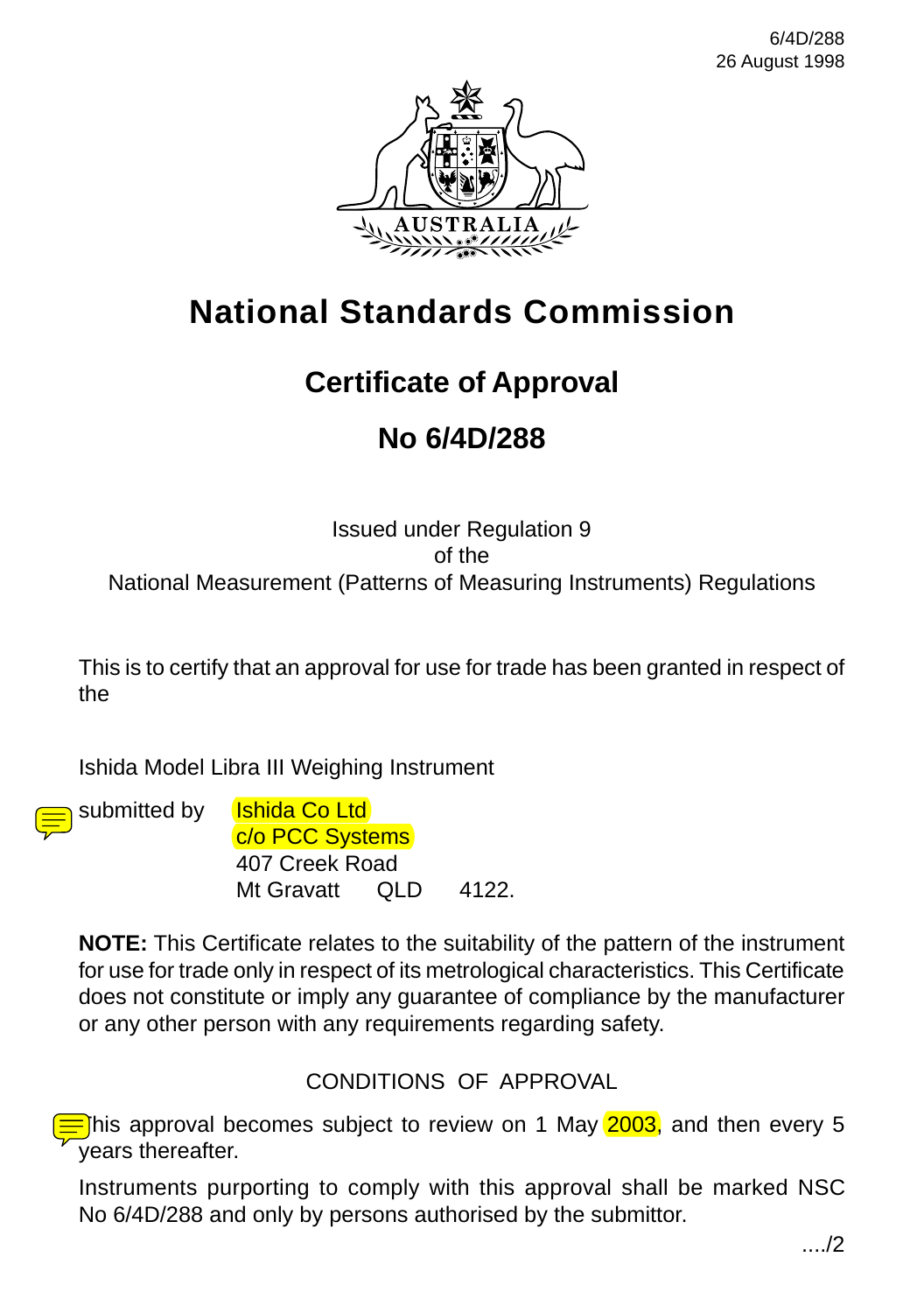6/4D/288
26 August 1998

# National Standards Commission

## Certificate of Approval

## No 6/4D/288

Issued under Regulation 9
of the
National Measurement (Patterns of Measuring Instruments) Regulations

This is to certify that an approval for use for trade has been granted in respect of the

Ishida Model Libra III Weighing Instrument

submitted by Ishida Co Ltd
c/o PCC Systems
407 Creek Road
Mt Gravatt QLD 4122.

**NOTE:** This Certificate relates to the suitability of the pattern of the instrument for use for trade only in respect of its metrological characteristics. This Certificate does not constitute or imply any guarantee of compliance by the manufacturer or any other person with any requirements regarding safety.

CONDITIONS OF APPROVAL

This approval becomes subject to review on 1 May 2003, and then every 5 years thereafter.

Instruments purporting to comply with this approval shall be marked NSC No 6/4D/288 and only by persons authorised by the submittor.

..../2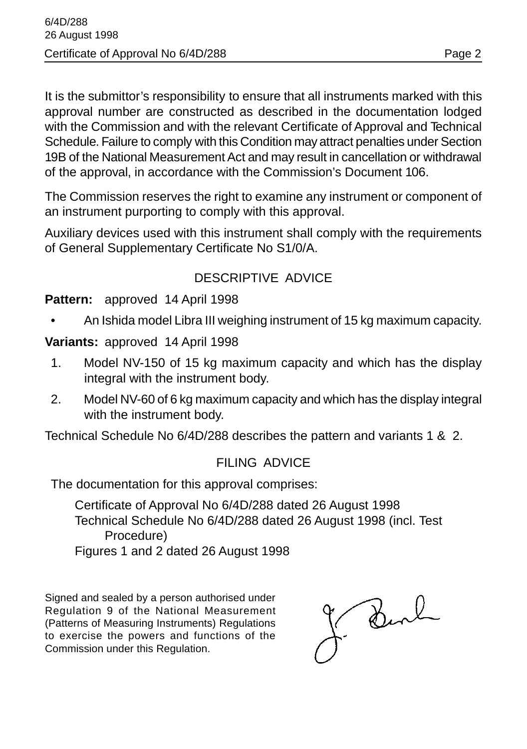It is the submittor's responsibility to ensure that all instruments marked with this approval number are constructed as described in the documentation lodged with the Commission and with the relevant Certificate of Approval and Technical Schedule. Failure to comply with this Condition may attract penalties under Section 19B of the National Measurement Act and may result in cancellation or withdrawal of the approval, in accordance with the Commission's Document 106.

The Commission reserves the right to examine any instrument or component of an instrument purporting to comply with this approval.

Auxiliary devices used with this instrument shall comply with the requirements of General Supplementary Certificate No S1/0/A.

## DESCRIPTIVE ADVICE

**Pattern:** approved 14 April 1998

- An Ishida model Libra III weighing instrument of 15 kg maximum capacity.

**Variants:** approved 14 April 1998

1. Model NV-150 of 15 kg maximum capacity and which has the display integral with the instrument body.
2. Model NV-60 of 6 kg maximum capacity and which has the display integral with the instrument body.

Technical Schedule No 6/4D/288 describes the pattern and variants 1 & 2.

## FILING ADVICE

The documentation for this approval comprises:

Certificate of Approval No 6/4D/288 dated 26 August 1998
Technical Schedule No 6/4D/288 dated 26 August 1998 (incl. Test Procedure)
Figures 1 and 2 dated 26 August 1998

Signed and sealed by a person authorised under Regulation 9 of the National Measurement (Patterns of Measuring Instruments) Regulations to exercise the powers and functions of the Commission under this Regulation.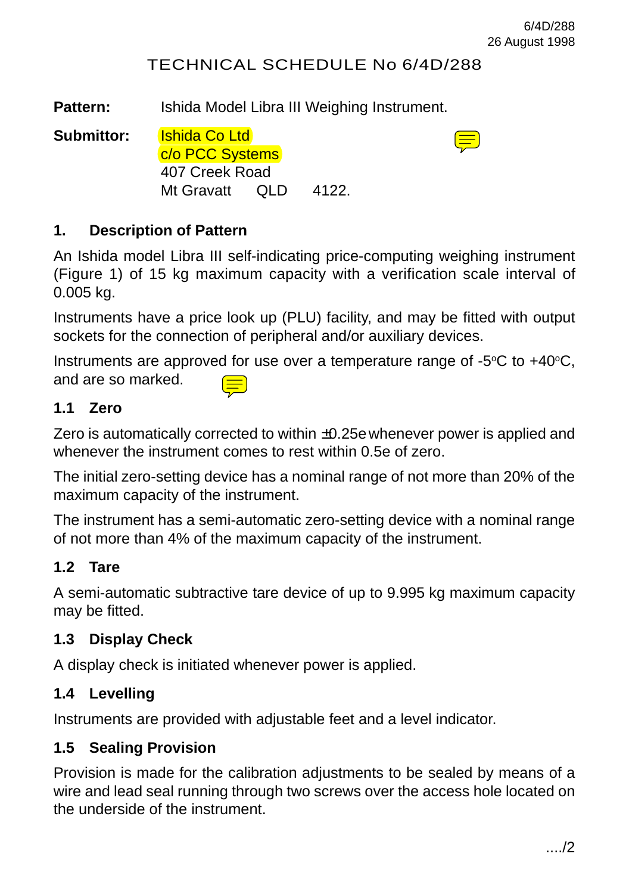6/4D/288
26 August 1998

# TECHNICAL SCHEDULE No 6/4D/288

**Pattern:** Ishida Model Libra III Weighing Instrument.

**Submittor:** Ishida Co Ltd
c/o PCC Systems
407 Creek Road
Mt Gravatt QLD 4122.

## 1. Description of Pattern

An Ishida model Libra III self-indicating price-computing weighing instrument (Figure 1) of 15 kg maximum capacity with a verification scale interval of 0.005 kg.

Instruments have a price look up (PLU) facility, and may be fitted with output sockets for the connection of peripheral and/or auxiliary devices.

Instruments are approved for use over a temperature range of -5°C to +40°C, and are so marked.

### 1.1 Zero

Zero is automatically corrected to within ±0.25e whenever power is applied and whenever the instrument comes to rest within 0.5e of zero.

The initial zero-setting device has a nominal range of not more than 20% of the maximum capacity of the instrument.

The instrument has a semi-automatic zero-setting device with a nominal range of not more than 4% of the maximum capacity of the instrument.

### 1.2 Tare

A semi-automatic subtractive tare device of up to 9.995 kg maximum capacity may be fitted.

### 1.3 Display Check

A display check is initiated whenever power is applied.

### 1.4 Levelling

Instruments are provided with adjustable feet and a level indicator.

### 1.5 Sealing Provision

Provision is made for the calibration adjustments to be sealed by means of a wire and lead seal running through two screws over the access hole located on the underside of the instrument.

..../2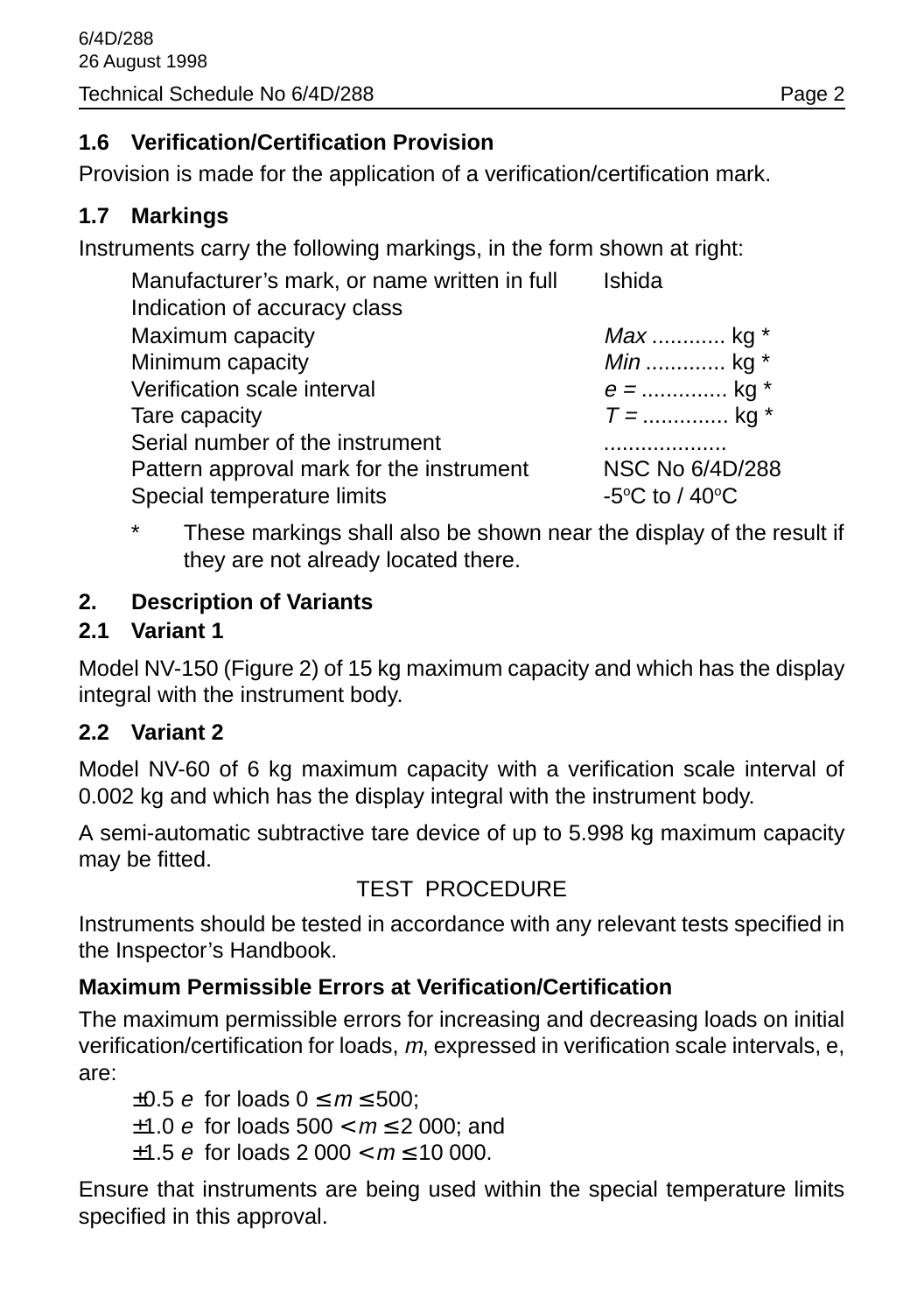## 1.6 Verification/Certification Provision

Provision is made for the application of a verification/certification mark.

## 1.7 Markings

Instruments carry the following markings, in the form shown at right:

| | |
|---|---|
| Manufacturer's mark, or name written in full | Ishida |
| Indication of accuracy class | |
| Maximum capacity | *Max* ............ kg * |
| Minimum capacity | *Min* ............. kg * |
| Verification scale interval | *e* = .............. kg * |
| Tare capacity | *T* = .............. kg * |
| Serial number of the instrument | .................... |
| Pattern approval mark for the instrument | NSC No 6/4D/288 |
| Special temperature limits | -5°C to / 40°C |

\* These markings shall also be shown near the display of the result if they are not already located there.

# 2. Description of Variants

## 2.1 Variant 1

Model NV-150 (Figure 2) of 15 kg maximum capacity and which has the display integral with the instrument body.

## 2.2 Variant 2

Model NV-60 of 6 kg maximum capacity with a verification scale interval of 0.002 kg and which has the display integral with the instrument body.

A semi-automatic subtractive tare device of up to 5.998 kg maximum capacity may be fitted.

TEST PROCEDURE

Instruments should be tested in accordance with any relevant tests specified in the Inspector's Handbook.

**Maximum Permissible Errors at Verification/Certification**

The maximum permissible errors for increasing and decreasing loads on initial verification/certification for loads, *m*, expressed in verification scale intervals, e, are:

$\pm 0.5\ e$ for loads $0 \le m \le 500$;
$\pm 1.0\ e$ for loads $500 < m \le 2\,000$; and
$\pm 1.5\ e$ for loads $2\,000 < m \le 10\,000$.

Ensure that instruments are being used within the special temperature limits specified in this approval.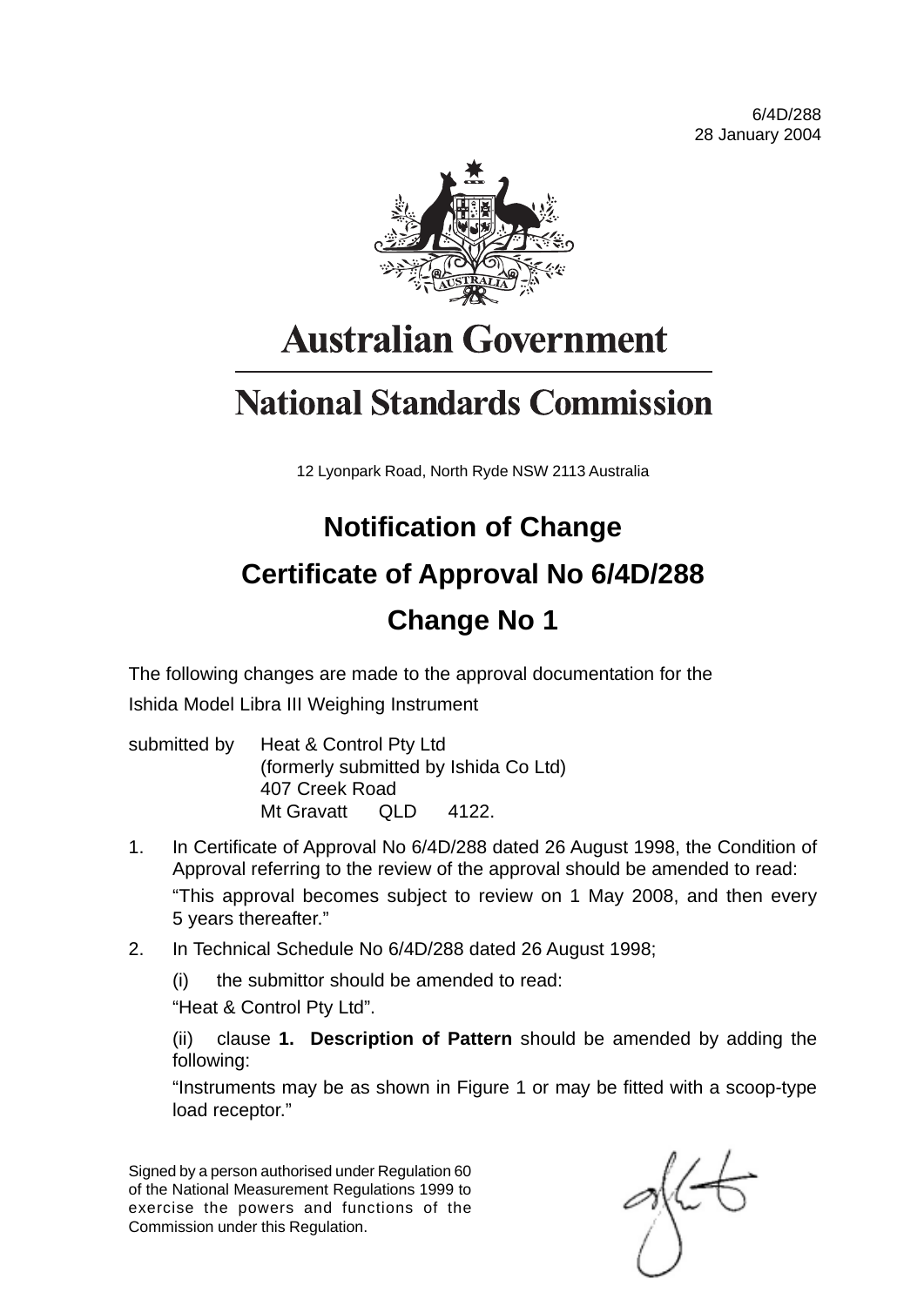6/4D/288
28 January 2004

# Australian Government

# National Standards Commission

12 Lyonpark Road, North Ryde NSW 2113 Australia

## Notification of Change

## Certificate of Approval No 6/4D/288

## Change No 1

The following changes are made to the approval documentation for the Ishida Model Libra III Weighing Instrument

submitted by Heat & Control Pty Ltd
(formerly submitted by Ishida Co Ltd)
407 Creek Road
Mt Gravatt QLD 4122.

1. In Certificate of Approval No 6/4D/288 dated 26 August 1998, the Condition of Approval referring to the review of the approval should be amended to read:

   "This approval becomes subject to review on 1 May 2008, and then every 5 years thereafter."

2. In Technical Schedule No 6/4D/288 dated 26 August 1998;

   (i) the submittor should be amended to read:

   "Heat & Control Pty Ltd".

   (ii) clause **1. Description of Pattern** should be amended by adding the following:

   "Instruments may be as shown in Figure 1 or may be fitted with a scoop-type load receptor."

Signed by a person authorised under Regulation 60 of the National Measurement Regulations 1999 to exercise the powers and functions of the Commission under this Regulation.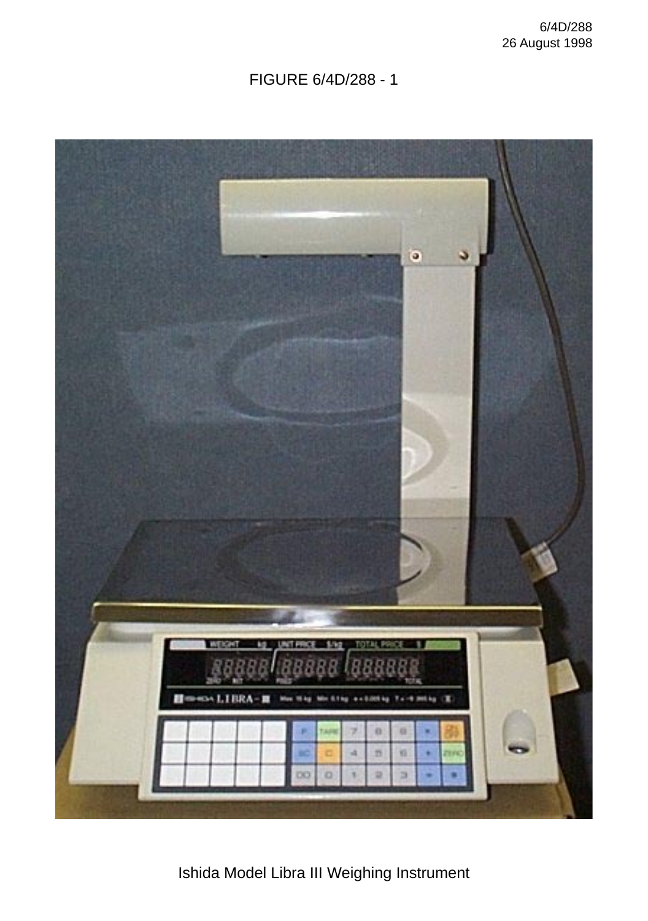FIGURE 6/4D/288 - 1

Ishida Model Libra III Weighing Instrument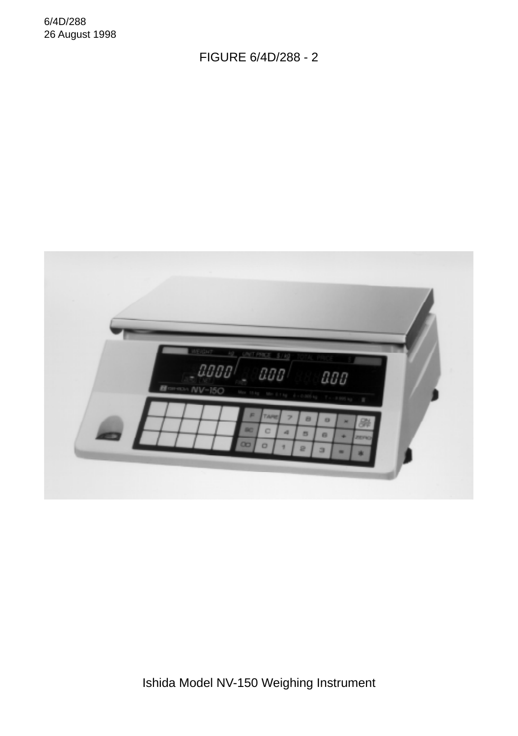FIGURE 6/4D/288 - 2

Ishida Model NV-150 Weighing Instrument